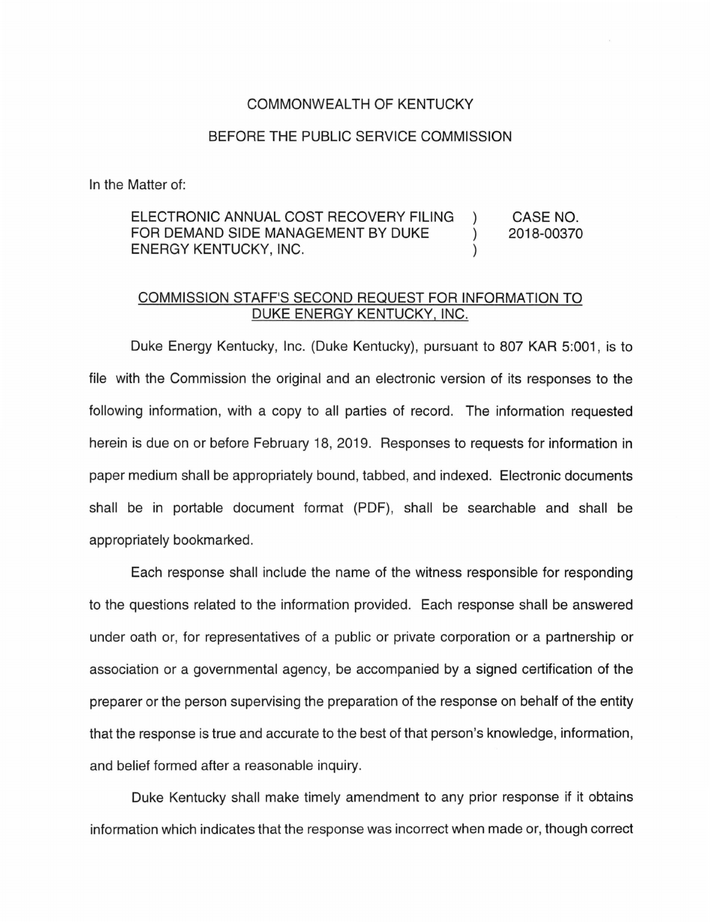COMMONWEALTH OF KENTUCKY

BEFORE THE PUBLIC SERVICE COMMISSION

In the Matter of:

| | | |
|---|---|---|
| ELECTRONIC ANNUAL COST RECOVERY FILING FOR DEMAND SIDE MANAGEMENT BY DUKE ENERGY KENTUCKY, INC. | ) ) ) | CASE NO. 2018-00370 |

COMMISSION STAFF'S SECOND REQUEST FOR INFORMATION TO DUKE ENERGY KENTUCKY, INC.

Duke Energy Kentucky, Inc. (Duke Kentucky), pursuant to 807 KAR 5:001, is to file with the Commission the original and an electronic version of its responses to the following information, with a copy to all parties of record. The information requested herein is due on or before February 18, 2019. Responses to requests for information in paper medium shall be appropriately bound, tabbed, and indexed. Electronic documents shall be in portable document format (PDF), shall be searchable and shall be appropriately bookmarked.

Each response shall include the name of the witness responsible for responding to the questions related to the information provided. Each response shall be answered under oath or, for representatives of a public or private corporation or a partnership or association or a governmental agency, be accompanied by a signed certification of the preparer or the person supervising the preparation of the response on behalf of the entity that the response is true and accurate to the best of that person's knowledge, information, and belief formed after a reasonable inquiry.

Duke Kentucky shall make timely amendment to any prior response if it obtains information which indicates that the response was incorrect when made or, though correct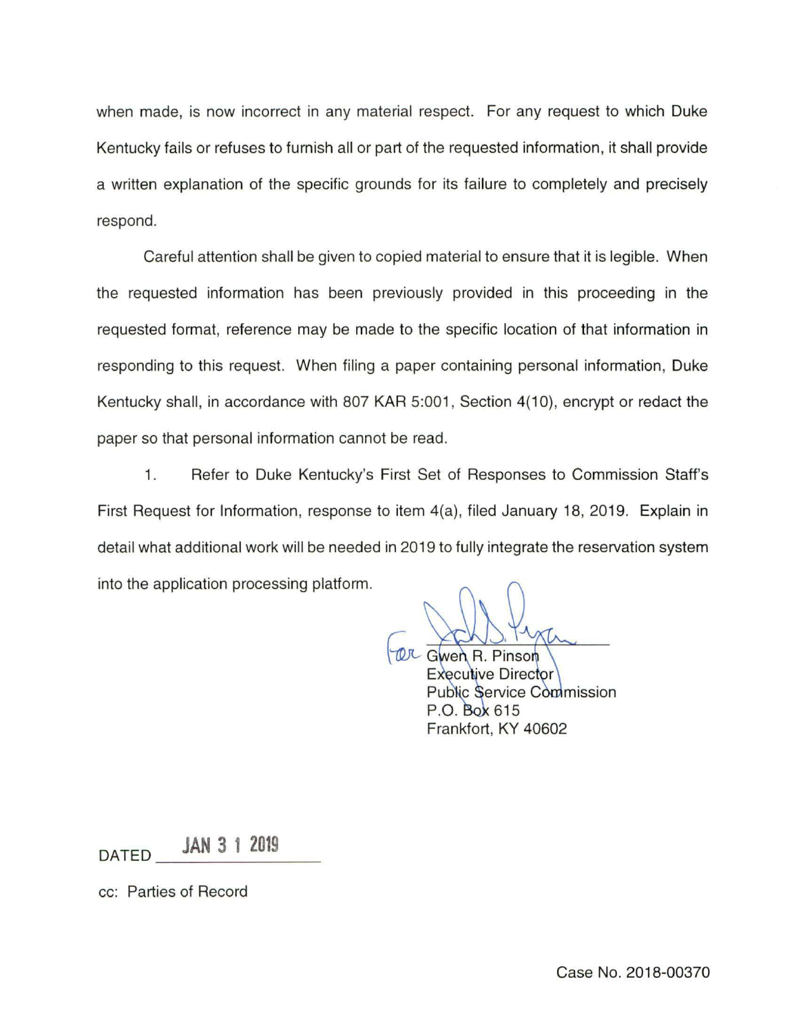when made, is now incorrect in any material respect. For any request to which Duke Kentucky fails or refuses to furnish all or part of the requested information, it shall provide a written explanation of the specific grounds for its failure to completely and precisely respond.

Careful attention shall be given to copied material to ensure that it is legible. When the requested information has been previously provided in this proceeding in the requested format, reference may be made to the specific location of that information in responding to this request. When filing a paper containing personal information, Duke Kentucky shall, in accordance with 807 KAR 5:001, Section 4(10), encrypt or redact the paper so that personal information cannot be read.

1. Refer to Duke Kentucky's First Set of Responses to Commission Staff's First Request for Information, response to item 4(a), filed January 18, 2019. Explain in detail what additional work will be needed in 2019 to fully integrate the reservation system into the application processing platform.

For Gwen R. Pinson
Executive Director
Public Service Commission
P.O. Box 615
Frankfort, KY 40602

DATED JAN 31 2019

cc: Parties of Record

Case No. 2018-00370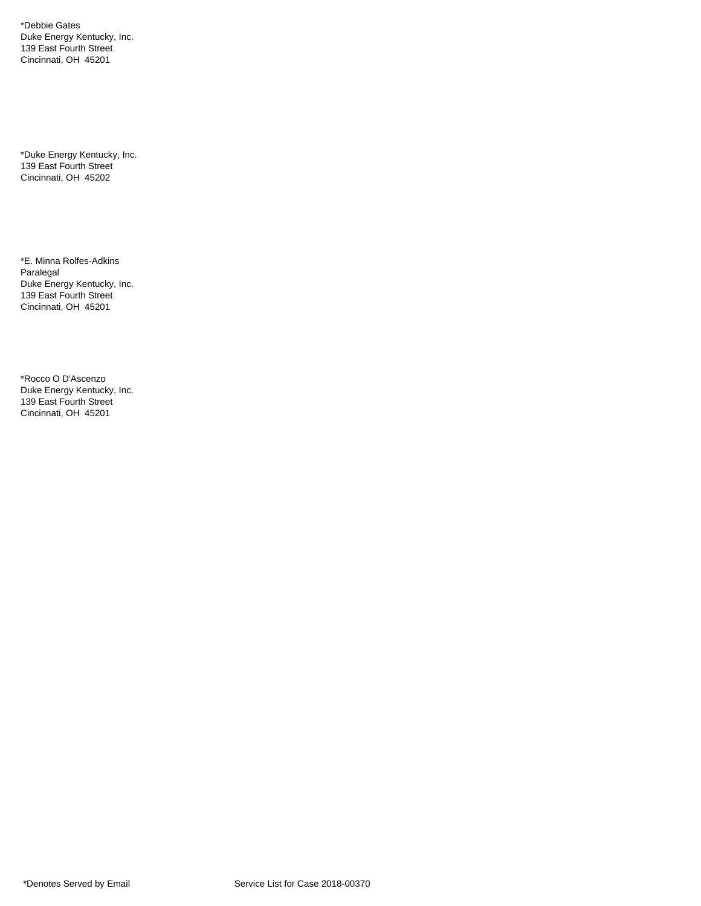*Debbie Gates
Duke Energy Kentucky, Inc.
139 East Fourth Street
Cincinnati, OH  45201

*Duke Energy Kentucky, Inc.
139 East Fourth Street
Cincinnati, OH  45202

*E. Minna Rolfes-Adkins
Paralegal
Duke Energy Kentucky, Inc.
139 East Fourth Street
Cincinnati, OH  45201

*Rocco O D'Ascenzo
Duke Energy Kentucky, Inc.
139 East Fourth Street
Cincinnati, OH  45201

*Denotes Served by Email

Service List for Case 2018-00370